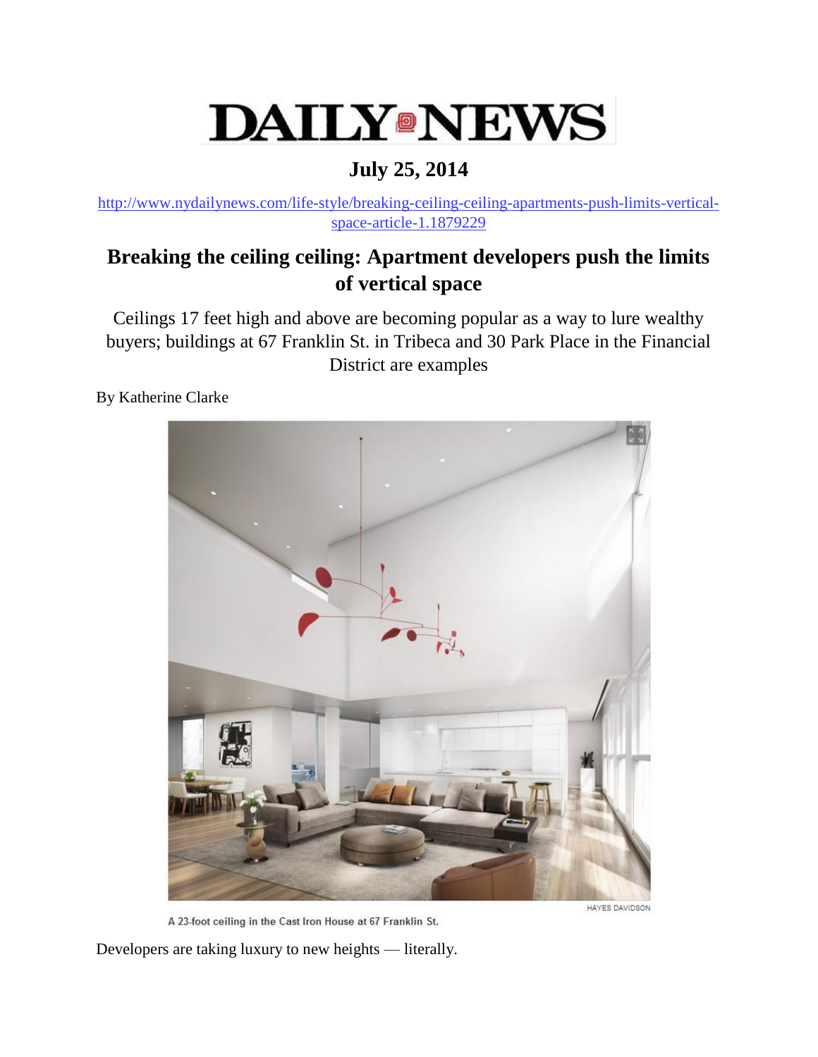# DAILY NEWS

## July 25, 2014

http://www.nydailynews.com/life-style/breaking-ceiling-ceiling-apartments-push-limits-vertical-space-article-1.1879229

## Breaking the ceiling ceiling: Apartment developers push the limits of vertical space

Ceilings 17 feet high and above are becoming popular as a way to lure wealthy buyers; buildings at 67 Franklin St. in Tribeca and 30 Park Place in the Financial District are examples

By Katherine Clarke

HAYES DAVIDSON

A 23-foot ceiling in the Cast Iron House at 67 Franklin St.

Developers are taking luxury to new heights — literally.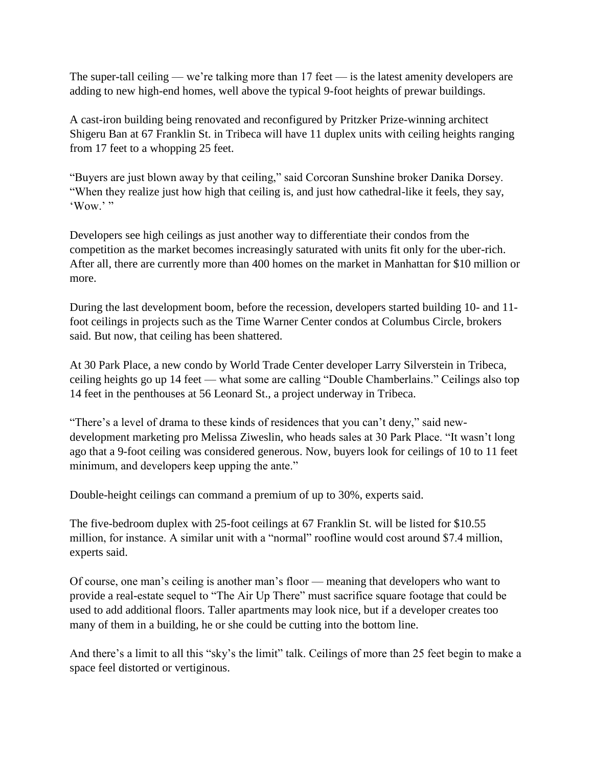The super-tall ceiling — we're talking more than 17 feet — is the latest amenity developers are adding to new high-end homes, well above the typical 9-foot heights of prewar buildings.

A cast-iron building being renovated and reconfigured by Pritzker Prize-winning architect Shigeru Ban at 67 Franklin St. in Tribeca will have 11 duplex units with ceiling heights ranging from 17 feet to a whopping 25 feet.

"Buyers are just blown away by that ceiling," said Corcoran Sunshine broker Danika Dorsey. "When they realize just how high that ceiling is, and just how cathedral-like it feels, they say, 'Wow.' "

Developers see high ceilings as just another way to differentiate their condos from the competition as the market becomes increasingly saturated with units fit only for the uber-rich. After all, there are currently more than 400 homes on the market in Manhattan for $10 million or more.

During the last development boom, before the recession, developers started building 10- and 11-foot ceilings in projects such as the Time Warner Center condos at Columbus Circle, brokers said. But now, that ceiling has been shattered.

At 30 Park Place, a new condo by World Trade Center developer Larry Silverstein in Tribeca, ceiling heights go up 14 feet — what some are calling "Double Chamberlains." Ceilings also top 14 feet in the penthouses at 56 Leonard St., a project underway in Tribeca.

"There's a level of drama to these kinds of residences that you can't deny," said new-development marketing pro Melissa Ziweslin, who heads sales at 30 Park Place. "It wasn't long ago that a 9-foot ceiling was considered generous. Now, buyers look for ceilings of 10 to 11 feet minimum, and developers keep upping the ante."

Double-height ceilings can command a premium of up to 30%, experts said.

The five-bedroom duplex with 25-foot ceilings at 67 Franklin St. will be listed for $10.55 million, for instance. A similar unit with a "normal" roofline would cost around $7.4 million, experts said.

Of course, one man's ceiling is another man's floor — meaning that developers who want to provide a real-estate sequel to "The Air Up There" must sacrifice square footage that could be used to add additional floors. Taller apartments may look nice, but if a developer creates too many of them in a building, he or she could be cutting into the bottom line.

And there's a limit to all this "sky's the limit" talk. Ceilings of more than 25 feet begin to make a space feel distorted or vertiginous.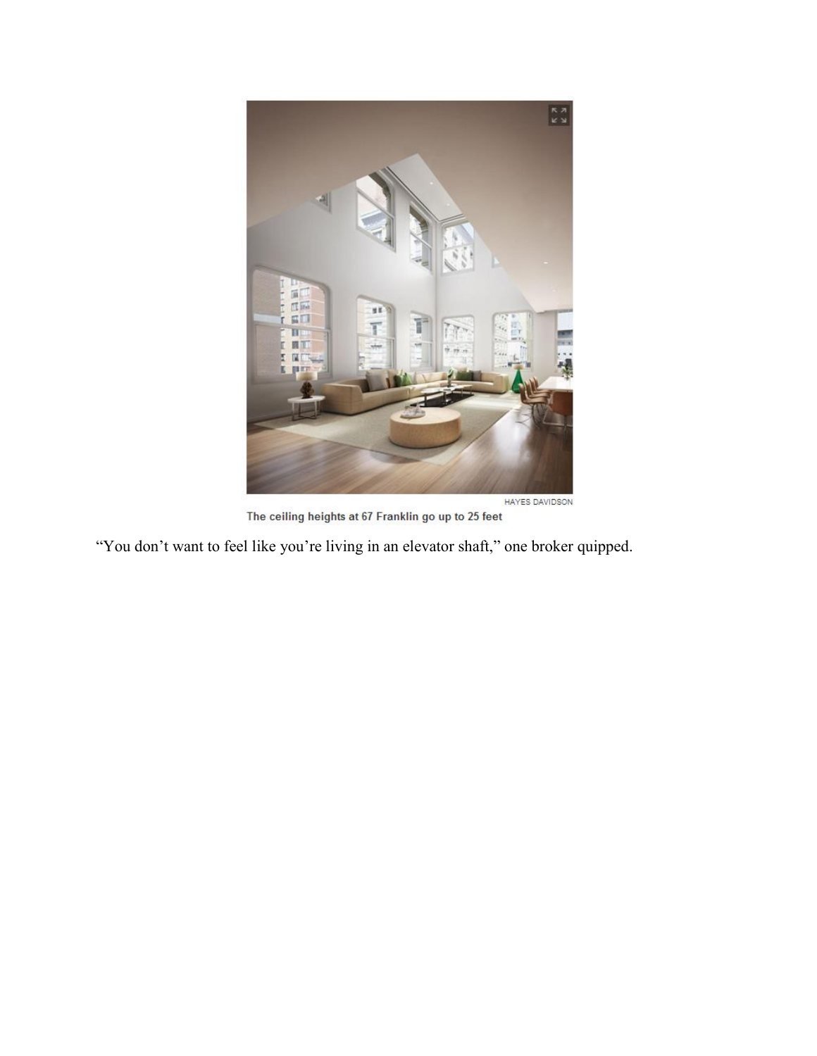HAYES DAVIDSON

The ceiling heights at 67 Franklin go up to 25 feet

“You don’t want to feel like you’re living in an elevator shaft,” one broker quipped.